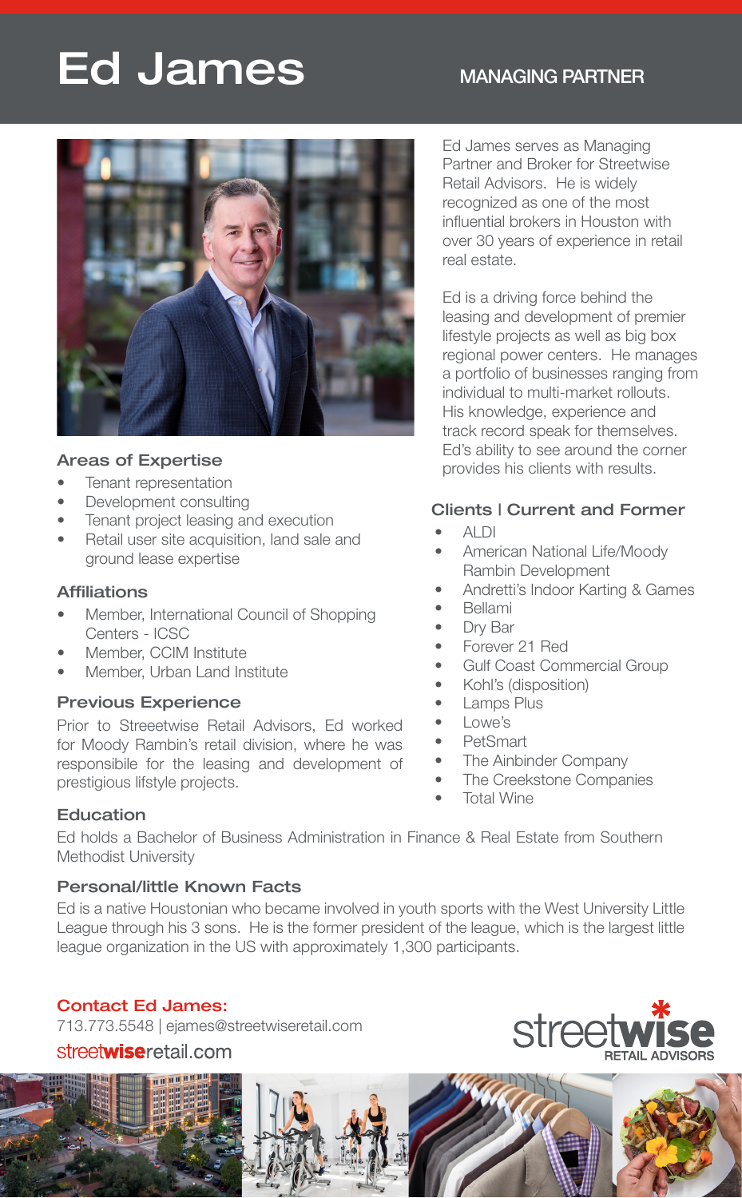# Ed James

MANAGING PARTNER

Ed James serves as Managing Partner and Broker for Streetwise Retail Advisors. He is widely recognized as one of the most influential brokers in Houston with over 30 years of experience in retail real estate.

Ed is a driving force behind the leasing and development of premier lifestyle projects as well as big box regional power centers. He manages a portfolio of businesses ranging from individual to multi-market rollouts. His knowledge, experience and track record speak for themselves. Ed's ability to see around the corner provides his clients with results.

## Areas of Expertise

- Tenant representation
- Development consulting
- Tenant project leasing and execution
- Retail user site acquisition, land sale and ground lease expertise

## Affiliations

- Member, International Council of Shopping Centers - ICSC
- Member, CCIM Institute
- Member, Urban Land Institute

## Previous Experience

Prior to Streeetwise Retail Advisors, Ed worked for Moody Rambin's retail division, where he was responisible for the leasing and development of prestigious lifstyle projects.

## Clients | Current and Former

- ALDI
- American National Life/Moody Rambin Development
- Andretti's Indoor Karting & Games
- Bellami
- Dry Bar
- Forever 21 Red
- Gulf Coast Commercial Group
- Kohl's (disposition)
- Lamps Plus
- Lowe's
- PetSmart
- The Ainbinder Company
- The Creekstone Companies
- Total Wine

## Education

Ed holds a Bachelor of Business Administration in Finance & Real Estate from Southern Methodist University

## Personal/little Known Facts

Ed is a native Houstonian who became involved in youth sports with the West University Little League through his 3 sons. He is the former president of the league, which is the largest little league organization in the US with approximately 1,300 participants.

**Contact Ed James:**

713.773.5548 | ejames@streetwiseretail.com

streetwiseretail.com

streetwise RETAIL ADVISORS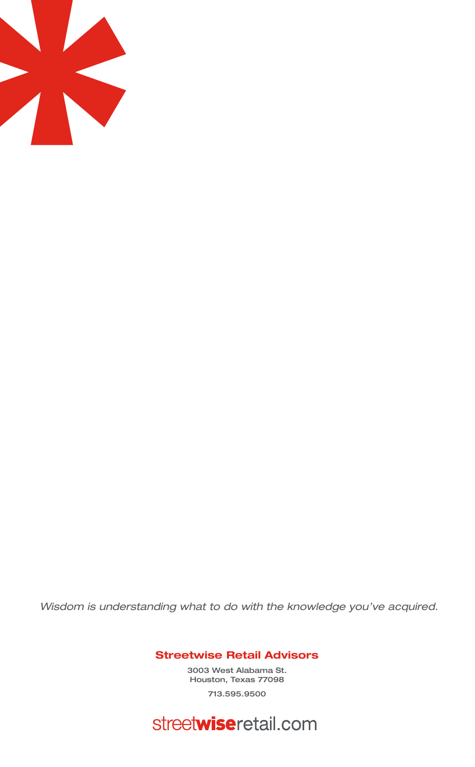*Wisdom is understanding what to do with the knowledge you've acquired.*

**Streetwise Retail Advisors**

3003 West Alabama St.
Houston, Texas 77098

713.595.9500

streetwiseretail.com